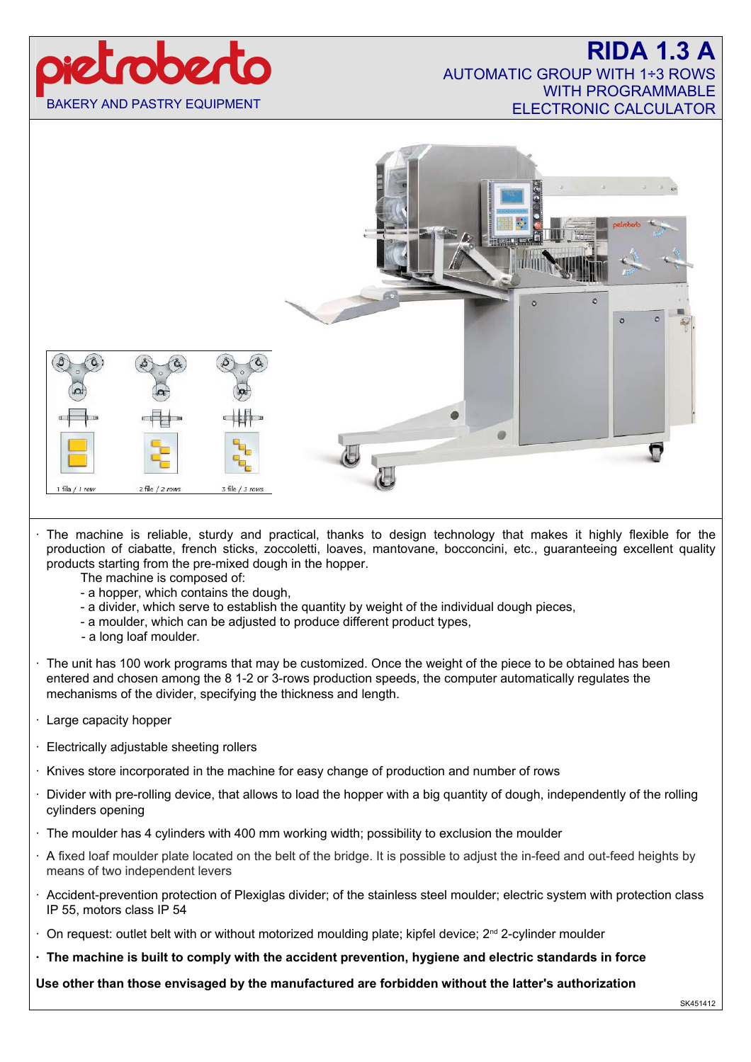pietroberto

BAKERY AND PASTRY EQUIPMENT

# RIDA 1.3 A

## AUTOMATIC GROUP WITH 1÷3 ROWS WITH PROGRAMMABLE ELECTRONIC CALCULATOR

1 fila / 1 row — 2 file / 2 rows — 3 file / 3 rows

- The machine is reliable, sturdy and practical, thanks to design technology that makes it highly flexible for the production of ciabatte, french sticks, zoccoletti, loaves, mantovane, bocconcini, etc., guaranteeing excellent quality products starting from the pre-mixed dough in the hopper.

  The machine is composed of:
  - a hopper, which contains the dough,
  - a divider, which serve to establish the quantity by weight of the individual dough pieces,
  - a moulder, which can be adjusted to produce different product types,
  - a long loaf moulder.

- The unit has 100 work programs that may be customized. Once the weight of the piece to be obtained has been entered and chosen among the 8 1-2 or 3-rows production speeds, the computer automatically regulates the mechanisms of the divider, specifying the thickness and length.

- Large capacity hopper

- Electrically adjustable sheeting rollers

- Knives store incorporated in the machine for easy change of production and number of rows

- Divider with pre-rolling device, that allows to load the hopper with a big quantity of dough, independently of the rolling cylinders opening

- The moulder has 4 cylinders with 400 mm working width; possibility to exclusion the moulder

- A fixed loaf moulder plate located on the belt of the bridge. It is possible to adjust the in-feed and out-feed heights by means of two independent levers

- Accident-prevention protection of Plexiglas divider; of the stainless steel moulder; electric system with protection class IP 55, motors class IP 54

- On request: outlet belt with or without motorized moulding plate; kipfel device; 2nd 2-cylinder moulder

- **The machine is built to comply with the accident prevention, hygiene and electric standards in force**

**Use other than those envisaged by the manufactured are forbidden without the latter's authorization**

SK451412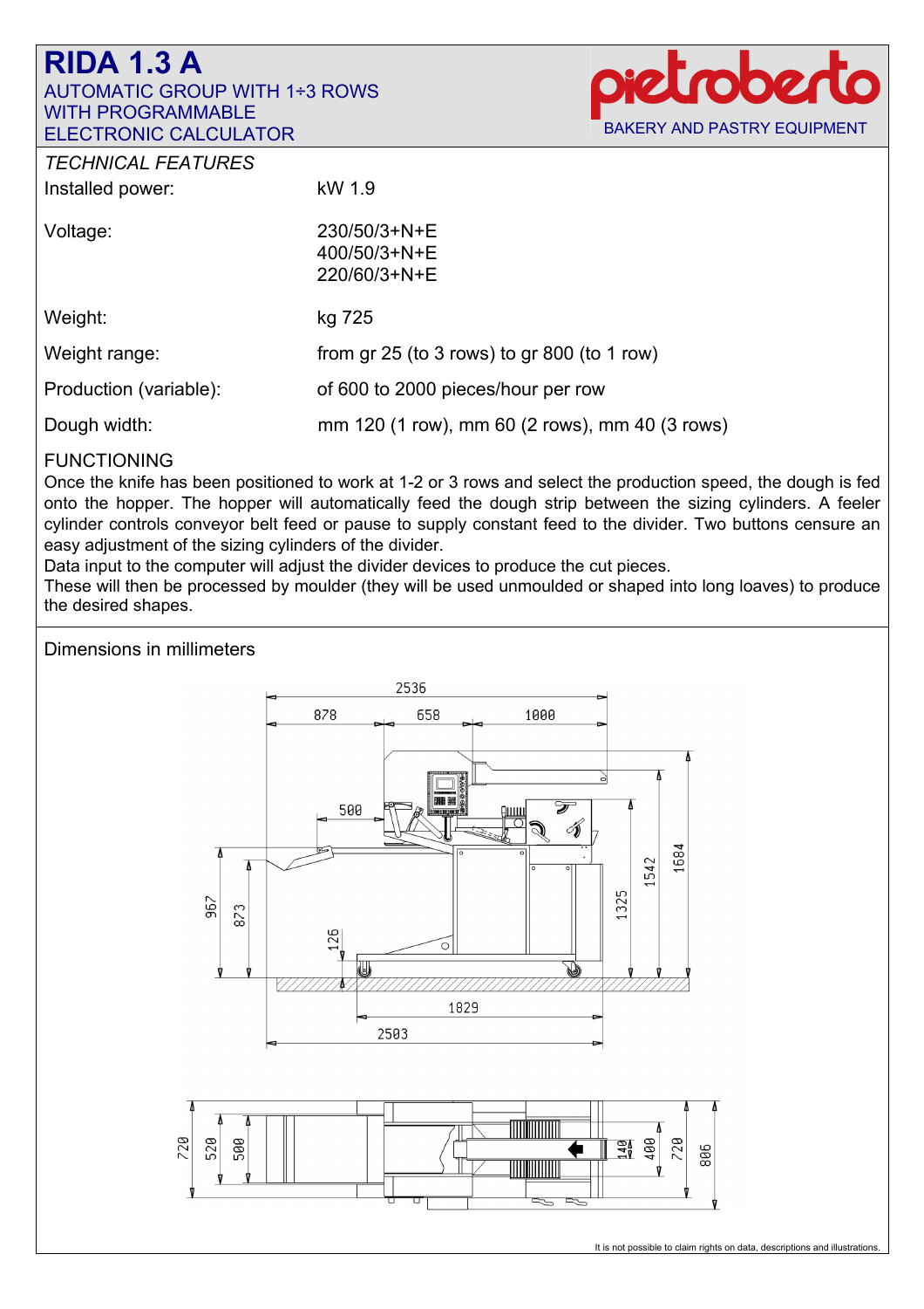# RIDA 1.3 A

AUTOMATIC GROUP WITH 1÷3 ROWS
WITH PROGRAMMABLE
ELECTRONIC CALCULATOR

pietroberto
BAKERY AND PASTRY EQUIPMENT

*TECHNICAL FEATURES*

| | |
|---|---|
| Installed power: | kW 1.9 |
| Voltage: | 230/50/3+N+E<br>400/50/3+N+E<br>220/60/3+N+E |
| Weight: | kg 725 |
| Weight range: | from gr 25 (to 3 rows) to gr 800 (to 1 row) |
| Production (variable): | of 600 to 2000 pieces/hour per row |
| Dough width: | mm 120 (1 row), mm 60 (2 rows), mm 40 (3 rows) |

## FUNCTIONING

Once the knife has been positioned to work at 1-2 or 3 rows and select the production speed, the dough is fed onto the hopper. The hopper will automatically feed the dough strip between the sizing cylinders. A feeler cylinder controls conveyor belt feed or pause to supply constant feed to the divider. Two buttons censure an easy adjustment of the sizing cylinders of the divider.
Data input to the computer will adjust the divider devices to produce the cut pieces.
These will then be processed by moulder (they will be used unmoulded or shaped into long loaves) to produce the desired shapes.

Dimensions in millimeters

2536
878
658
1000
500
967
873
126
1325
1542
1684
1829
2503

720
520
500
140
400
720
806

It is not possible to claim rights on data, descriptions and illustrations.